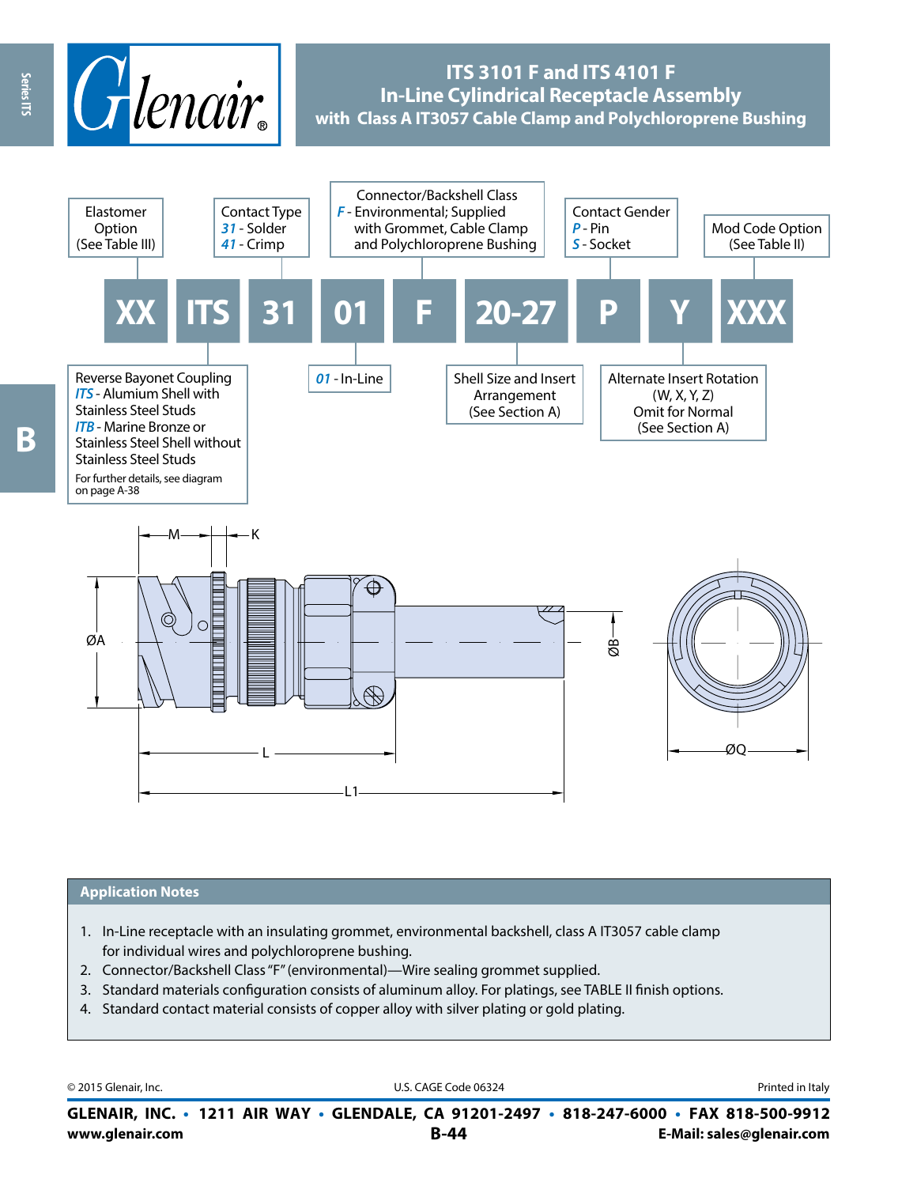# ITS 3101 F and ITS 4101 F In-Line Cylindrical Receptacle Assembly with Class A IT3057 Cable Clamp and Polychloroprene Bushing

| XX | ITS | 31 | 01 | F | 20-27 | P | Y | XXX |
|---|---|---|---|---|---|---|---|---|
| Elastomer Option (See Table III) | Reverse Bayonet Coupling | Contact Type | 01 - In-Line | Connector/Backshell Class | Shell Size and Insert Arrangement (See Section A) | Contact Gender | Alternate Insert Rotation | Mod Code Option (See Table II) |

**Elastomer Option** (See Table III)

**Reverse Bayonet Coupling**
*ITS* - Alumium Shell with Stainless Steel Studs
*ITB* - Marine Bronze or Stainless Steel Shell without Stainless Steel Studs
For further details, see diagram on page A-38

**Contact Type**
*31* - Solder
*41* - Crimp

*01* - In-Line

**Connector/Backshell Class**
*F* - Environmental; Supplied with Grommet, Cable Clamp and Polychloroprene Bushing

**Shell Size and Insert Arrangement** (See Section A)

**Contact Gender**
*P* - Pin
*S* - Socket

**Alternate Insert Rotation** (W, X, Y, Z) Omit for Normal (See Section A)

**Mod Code Option** (See Table II)

M, K, ØA, ØB, L, L1, ØQ

## Application Notes

1. In-Line receptacle with an insulating grommet, environmental backshell, class A IT3057 cable clamp for individual wires and polychloroprene bushing.
2. Connector/Backshell Class "F" (environmental)—Wire sealing grommet supplied.
3. Standard materials configuration consists of aluminum alloy. For platings, see TABLE II finish options.
4. Standard contact material consists of copper alloy with silver plating or gold plating.

© 2015 Glenair, Inc. U.S. CAGE Code 06324 Printed in Italy

**GLENAIR, INC. • 1211 AIR WAY • GLENDALE, CA 91201-2497 • 818-247-6000 • FAX 818-500-9912**
www.glenair.com E-Mail: sales@glenair.com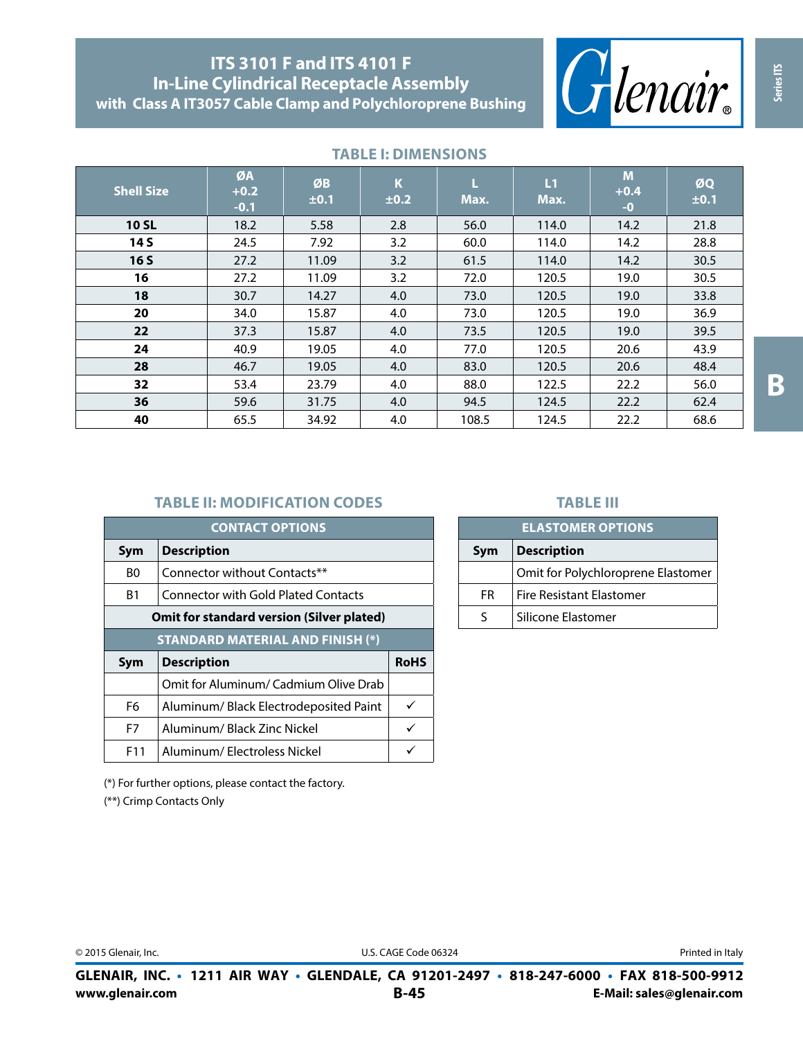# ITS 3101 F and ITS 4101 F In-Line Cylindrical Receptacle Assembly with Class A IT3057 Cable Clamp and Polychloroprene Bushing

## TABLE I: DIMENSIONS

| Shell Size | ØA +0.2 -0.1 | ØB ±0.1 | K ±0.2 | L Max. | L1 Max. | M +0.4 -0 | ØQ ±0.1 |
|---|---|---|---|---|---|---|---|
| **10 SL** | 18.2 | 5.58 | 2.8 | 56.0 | 114.0 | 14.2 | 21.8 |
| **14 S** | 24.5 | 7.92 | 3.2 | 60.0 | 114.0 | 14.2 | 28.8 |
| **16 S** | 27.2 | 11.09 | 3.2 | 61.5 | 114.0 | 14.2 | 30.5 |
| **16** | 27.2 | 11.09 | 3.2 | 72.0 | 120.5 | 19.0 | 30.5 |
| **18** | 30.7 | 14.27 | 4.0 | 73.0 | 120.5 | 19.0 | 33.8 |
| **20** | 34.0 | 15.87 | 4.0 | 73.0 | 120.5 | 19.0 | 36.9 |
| **22** | 37.3 | 15.87 | 4.0 | 73.5 | 120.5 | 19.0 | 39.5 |
| **24** | 40.9 | 19.05 | 4.0 | 77.0 | 120.5 | 20.6 | 43.9 |
| **28** | 46.7 | 19.05 | 4.0 | 83.0 | 120.5 | 20.6 | 48.4 |
| **32** | 53.4 | 23.79 | 4.0 | 88.0 | 122.5 | 22.2 | 56.0 |
| **36** | 59.6 | 31.75 | 4.0 | 94.5 | 124.5 | 22.2 | 62.4 |
| **40** | 65.5 | 34.92 | 4.0 | 108.5 | 124.5 | 22.2 | 68.6 |

## TABLE II: MODIFICATION CODES

| CONTACT OPTIONS | | |
|---|---|---|
| **Sym** | **Description** | |
| B0 | Connector without Contacts** | |
| B1 | Connector with Gold Plated Contacts | |
| **Omit for standard version (Silver plated)** | | |
| **STANDARD MATERIAL AND FINISH (*)** | | |
| **Sym** | **Description** | **RoHS** |
| | Omit for Aluminum/ Cadmium Olive Drab | |
| F6 | Aluminum/ Black Electrodeposited Paint | ✓ |
| F7 | Aluminum/ Black Zinc Nickel | ✓ |
| F11 | Aluminum/ Electroless Nickel | ✓ |

(*) For further options, please contact the factory.

(**) Crimp Contacts Only

## TABLE III

| ELASTOMER OPTIONS | |
|---|---|
| **Sym** | **Description** |
| | Omit for Polychloroprene Elastomer |
| FR | Fire Resistant Elastomer |
| S | Silicone Elastomer |